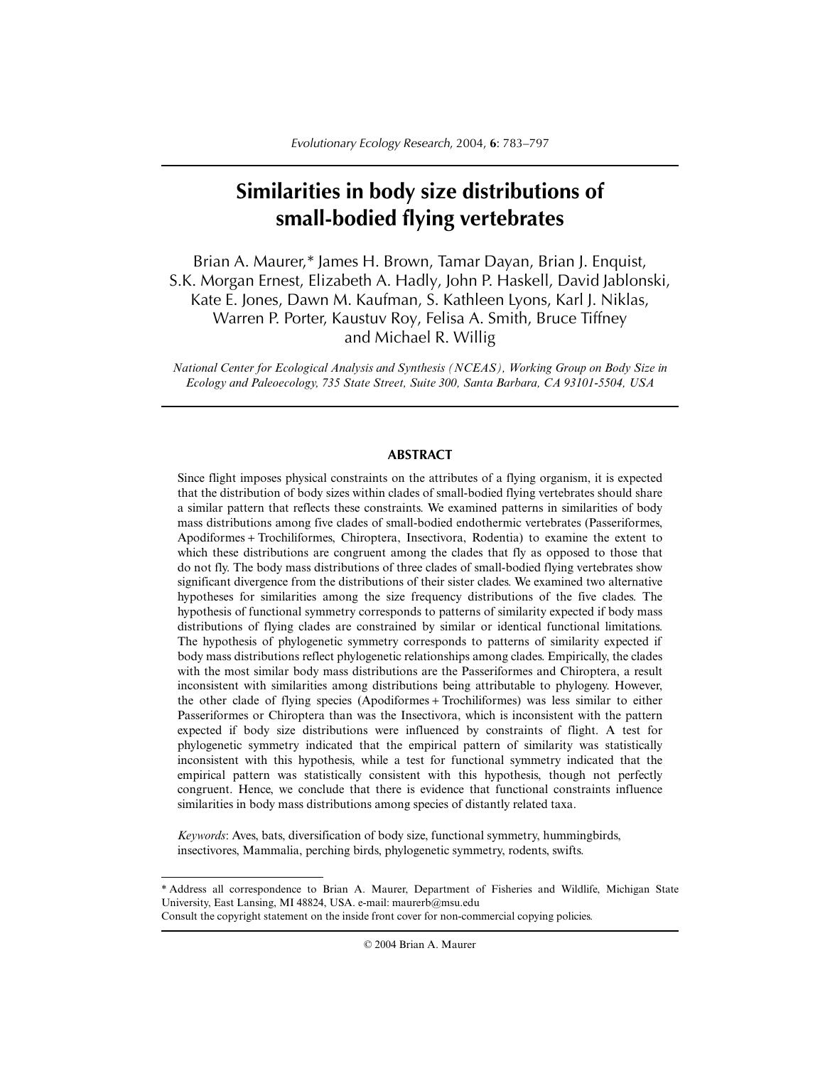# Similarities in body size distributions of small-bodied flying vertebrates

Brian A. Maurer,* James H. Brown, Tamar Dayan, Brian J. Enquist, S.K. Morgan Ernest, Elizabeth A. Hadly, John P. Haskell, David Jablonski, Kate E. Jones, Dawn M. Kaufman, S. Kathleen Lyons, Karl J. Niklas, Warren P. Porter, Kaustuv Roy, Felisa A. Smith, Bruce Tiffney and Michael R. Willig

*National Center for Ecological Analysis and Synthesis (NCEAS), Working Group on Body Size in Ecology and Paleoecology, 735 State Street, Suite 300, Santa Barbara, CA 93101-5504, USA*

## ABSTRACT

Since flight imposes physical constraints on the attributes of a flying organism, it is expected that the distribution of body sizes within clades of small-bodied flying vertebrates should share a similar pattern that reflects these constraints. We examined patterns in similarities of body mass distributions among five clades of small-bodied endothermic vertebrates (Passeriformes, Apodiformes + Trochiliformes, Chiroptera, Insectivora, Rodentia) to examine the extent to which these distributions are congruent among the clades that fly as opposed to those that do not fly. The body mass distributions of three clades of small-bodied flying vertebrates show significant divergence from the distributions of their sister clades. We examined two alternative hypotheses for similarities among the size frequency distributions of the five clades. The hypothesis of functional symmetry corresponds to patterns of similarity expected if body mass distributions of flying clades are constrained by similar or identical functional limitations. The hypothesis of phylogenetic symmetry corresponds to patterns of similarity expected if body mass distributions reflect phylogenetic relationships among clades. Empirically, the clades with the most similar body mass distributions are the Passeriformes and Chiroptera, a result inconsistent with similarities among distributions being attributable to phylogeny. However, the other clade of flying species (Apodiformes + Trochiliformes) was less similar to either Passeriformes or Chiroptera than was the Insectivora, which is inconsistent with the pattern expected if body size distributions were influenced by constraints of flight. A test for phylogenetic symmetry indicated that the empirical pattern of similarity was statistically inconsistent with this hypothesis, while a test for functional symmetry indicated that the empirical pattern was statistically consistent with this hypothesis, though not perfectly congruent. Hence, we conclude that there is evidence that functional constraints influence similarities in body mass distributions among species of distantly related taxa.

*Keywords*: Aves, bats, diversification of body size, functional symmetry, hummingbirds, insectivores, Mammalia, perching birds, phylogenetic symmetry, rodents, swifts.

---

\* Address all correspondence to Brian A. Maurer, Department of Fisheries and Wildlife, Michigan State University, East Lansing, MI 48824, USA. e-mail: maurerb@msu.edu

Consult the copyright statement on the inside front cover for non-commercial copying policies.

© 2004 Brian A. Maurer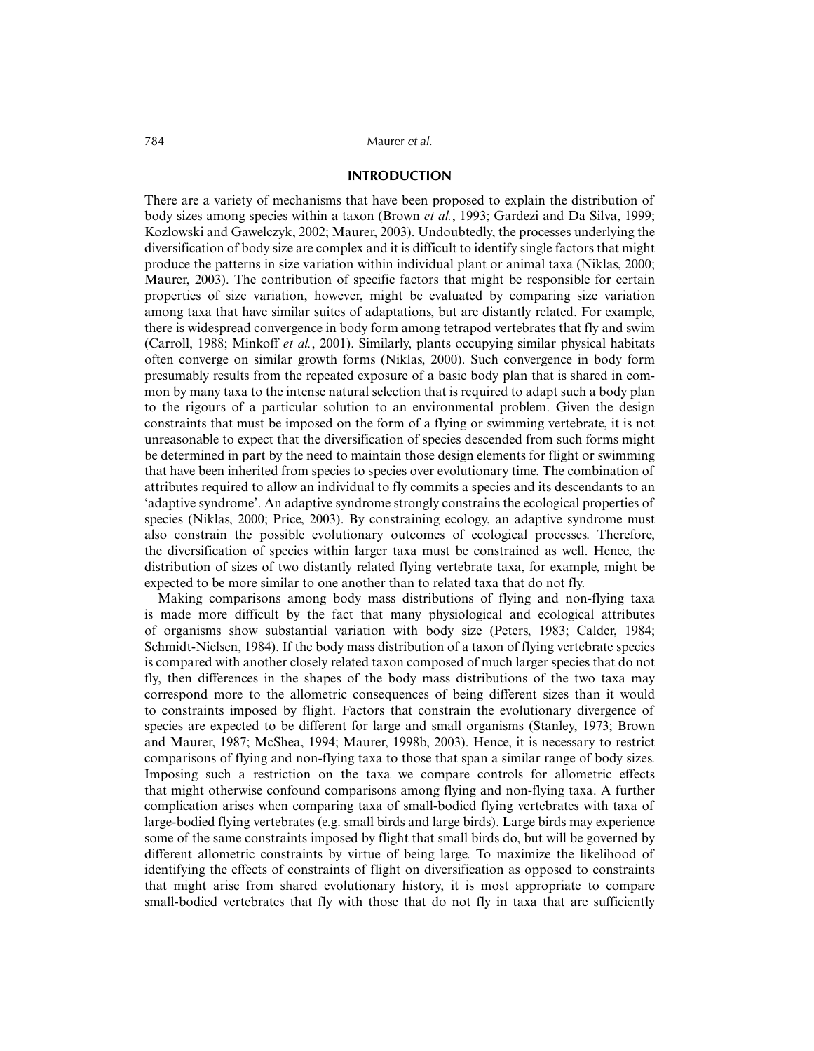## INTRODUCTION

There are a variety of mechanisms that have been proposed to explain the distribution of body sizes among species within a taxon (Brown *et al.*, 1993; Gardezi and Da Silva, 1999; Kozlowski and Gawelczyk, 2002; Maurer, 2003). Undoubtedly, the processes underlying the diversification of body size are complex and it is difficult to identify single factors that might produce the patterns in size variation within individual plant or animal taxa (Niklas, 2000; Maurer, 2003). The contribution of specific factors that might be responsible for certain properties of size variation, however, might be evaluated by comparing size variation among taxa that have similar suites of adaptations, but are distantly related. For example, there is widespread convergence in body form among tetrapod vertebrates that fly and swim (Carroll, 1988; Minkoff *et al.*, 2001). Similarly, plants occupying similar physical habitats often converge on similar growth forms (Niklas, 2000). Such convergence in body form presumably results from the repeated exposure of a basic body plan that is shared in common by many taxa to the intense natural selection that is required to adapt such a body plan to the rigours of a particular solution to an environmental problem. Given the design constraints that must be imposed on the form of a flying or swimming vertebrate, it is not unreasonable to expect that the diversification of species descended from such forms might be determined in part by the need to maintain those design elements for flight or swimming that have been inherited from species to species over evolutionary time. The combination of attributes required to allow an individual to fly commits a species and its descendants to an 'adaptive syndrome'. An adaptive syndrome strongly constrains the ecological properties of species (Niklas, 2000; Price, 2003). By constraining ecology, an adaptive syndrome must also constrain the possible evolutionary outcomes of ecological processes. Therefore, the diversification of species within larger taxa must be constrained as well. Hence, the distribution of sizes of two distantly related flying vertebrate taxa, for example, might be expected to be more similar to one another than to related taxa that do not fly.

Making comparisons among body mass distributions of flying and non-flying taxa is made more difficult by the fact that many physiological and ecological attributes of organisms show substantial variation with body size (Peters, 1983; Calder, 1984; Schmidt-Nielsen, 1984). If the body mass distribution of a taxon of flying vertebrate species is compared with another closely related taxon composed of much larger species that do not fly, then differences in the shapes of the body mass distributions of the two taxa may correspond more to the allometric consequences of being different sizes than it would to constraints imposed by flight. Factors that constrain the evolutionary divergence of species are expected to be different for large and small organisms (Stanley, 1973; Brown and Maurer, 1987; McShea, 1994; Maurer, 1998b, 2003). Hence, it is necessary to restrict comparisons of flying and non-flying taxa to those that span a similar range of body sizes. Imposing such a restriction on the taxa we compare controls for allometric effects that might otherwise confound comparisons among flying and non-flying taxa. A further complication arises when comparing taxa of small-bodied flying vertebrates with taxa of large-bodied flying vertebrates (e.g. small birds and large birds). Large birds may experience some of the same constraints imposed by flight that small birds do, but will be governed by different allometric constraints by virtue of being large. To maximize the likelihood of identifying the effects of constraints of flight on diversification as opposed to constraints that might arise from shared evolutionary history, it is most appropriate to compare small-bodied vertebrates that fly with those that do not fly in taxa that are sufficiently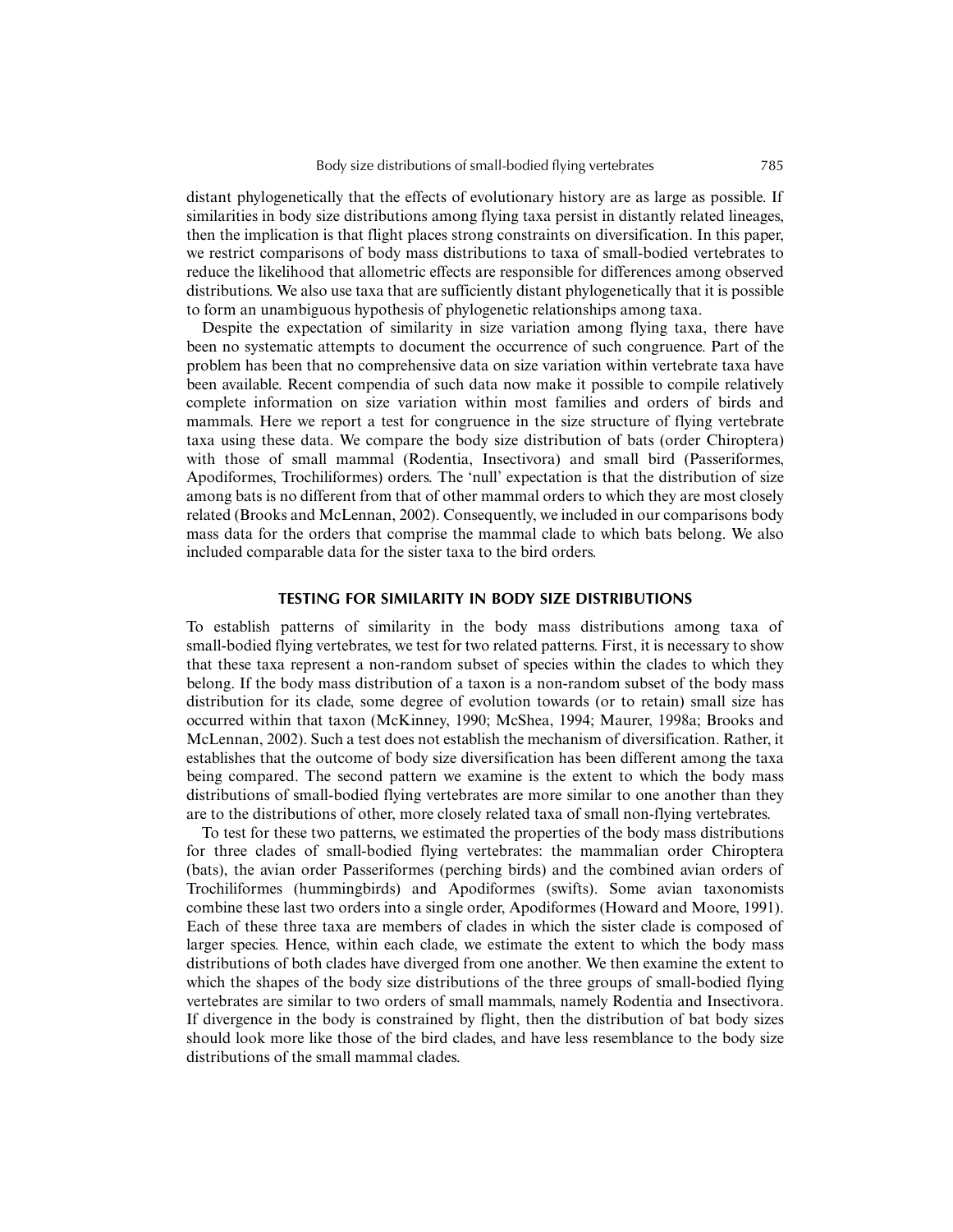distant phylogenetically that the effects of evolutionary history are as large as possible. If similarities in body size distributions among flying taxa persist in distantly related lineages, then the implication is that flight places strong constraints on diversification. In this paper, we restrict comparisons of body mass distributions to taxa of small-bodied vertebrates to reduce the likelihood that allometric effects are responsible for differences among observed distributions. We also use taxa that are sufficiently distant phylogenetically that it is possible to form an unambiguous hypothesis of phylogenetic relationships among taxa.

Despite the expectation of similarity in size variation among flying taxa, there have been no systematic attempts to document the occurrence of such congruence. Part of the problem has been that no comprehensive data on size variation within vertebrate taxa have been available. Recent compendia of such data now make it possible to compile relatively complete information on size variation within most families and orders of birds and mammals. Here we report a test for congruence in the size structure of flying vertebrate taxa using these data. We compare the body size distribution of bats (order Chiroptera) with those of small mammal (Rodentia, Insectivora) and small bird (Passeriformes, Apodiformes, Trochiliformes) orders. The 'null' expectation is that the distribution of size among bats is no different from that of other mammal orders to which they are most closely related (Brooks and McLennan, 2002). Consequently, we included in our comparisons body mass data for the orders that comprise the mammal clade to which bats belong. We also included comparable data for the sister taxa to the bird orders.

## TESTING FOR SIMILARITY IN BODY SIZE DISTRIBUTIONS

To establish patterns of similarity in the body mass distributions among taxa of small-bodied flying vertebrates, we test for two related patterns. First, it is necessary to show that these taxa represent a non-random subset of species within the clades to which they belong. If the body mass distribution of a taxon is a non-random subset of the body mass distribution for its clade, some degree of evolution towards (or to retain) small size has occurred within that taxon (McKinney, 1990; McShea, 1994; Maurer, 1998a; Brooks and McLennan, 2002). Such a test does not establish the mechanism of diversification. Rather, it establishes that the outcome of body size diversification has been different among the taxa being compared. The second pattern we examine is the extent to which the body mass distributions of small-bodied flying vertebrates are more similar to one another than they are to the distributions of other, more closely related taxa of small non-flying vertebrates.

To test for these two patterns, we estimated the properties of the body mass distributions for three clades of small-bodied flying vertebrates: the mammalian order Chiroptera (bats), the avian order Passeriformes (perching birds) and the combined avian orders of Trochiliformes (hummingbirds) and Apodiformes (swifts). Some avian taxonomists combine these last two orders into a single order, Apodiformes (Howard and Moore, 1991). Each of these three taxa are members of clades in which the sister clade is composed of larger species. Hence, within each clade, we estimate the extent to which the body mass distributions of both clades have diverged from one another. We then examine the extent to which the shapes of the body size distributions of the three groups of small-bodied flying vertebrates are similar to two orders of small mammals, namely Rodentia and Insectivora. If divergence in the body is constrained by flight, then the distribution of bat body sizes should look more like those of the bird clades, and have less resemblance to the body size distributions of the small mammal clades.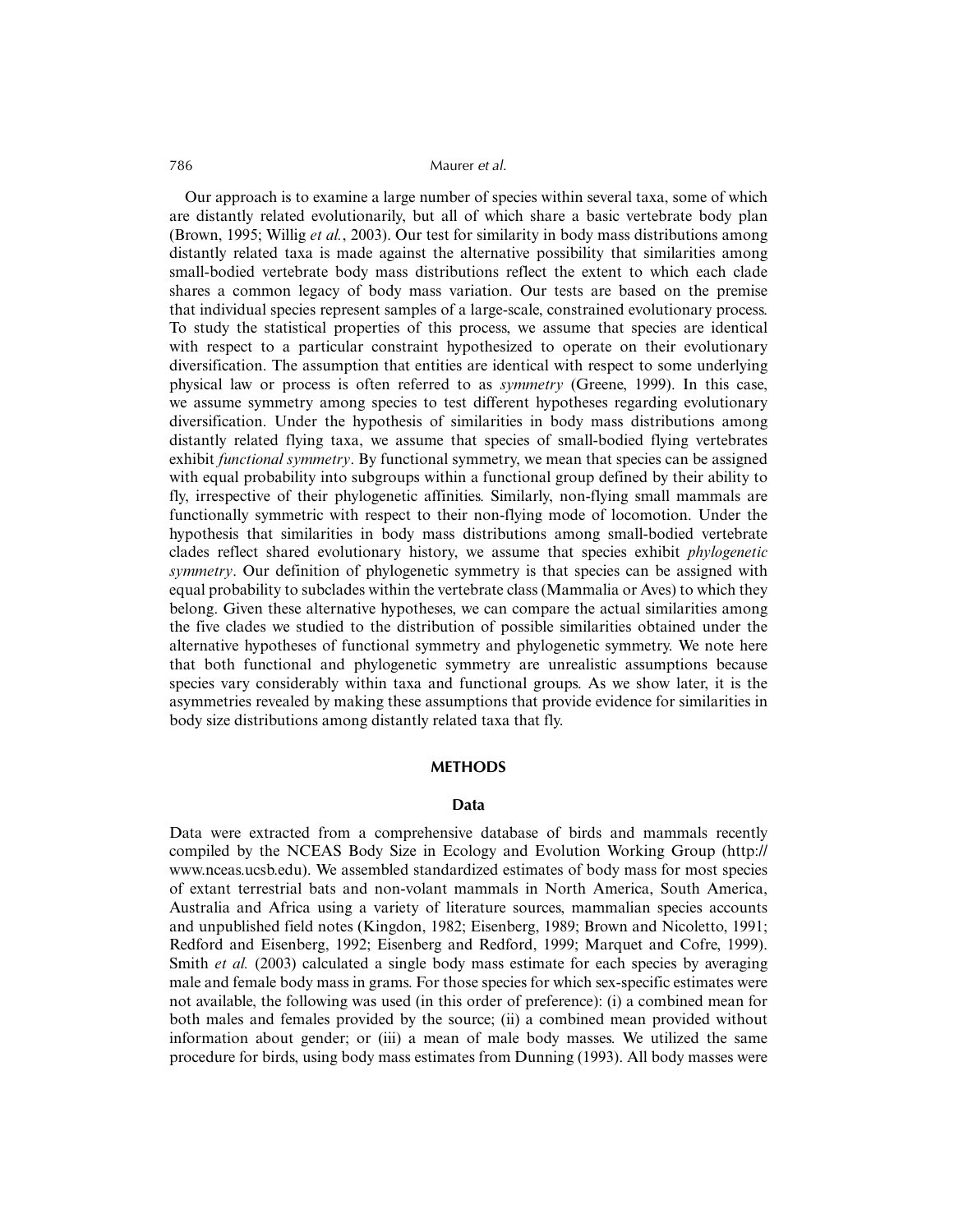Our approach is to examine a large number of species within several taxa, some of which are distantly related evolutionarily, but all of which share a basic vertebrate body plan (Brown, 1995; Willig *et al.*, 2003). Our test for similarity in body mass distributions among distantly related taxa is made against the alternative possibility that similarities among small-bodied vertebrate body mass distributions reflect the extent to which each clade shares a common legacy of body mass variation. Our tests are based on the premise that individual species represent samples of a large-scale, constrained evolutionary process. To study the statistical properties of this process, we assume that species are identical with respect to a particular constraint hypothesized to operate on their evolutionary diversification. The assumption that entities are identical with respect to some underlying physical law or process is often referred to as *symmetry* (Greene, 1999). In this case, we assume symmetry among species to test different hypotheses regarding evolutionary diversification. Under the hypothesis of similarities in body mass distributions among distantly related flying taxa, we assume that species of small-bodied flying vertebrates exhibit *functional symmetry*. By functional symmetry, we mean that species can be assigned with equal probability into subgroups within a functional group defined by their ability to fly, irrespective of their phylogenetic affinities. Similarly, non-flying small mammals are functionally symmetric with respect to their non-flying mode of locomotion. Under the hypothesis that similarities in body mass distributions among small-bodied vertebrate clades reflect shared evolutionary history, we assume that species exhibit *phylogenetic symmetry*. Our definition of phylogenetic symmetry is that species can be assigned with equal probability to subclades within the vertebrate class (Mammalia or Aves) to which they belong. Given these alternative hypotheses, we can compare the actual similarities among the five clades we studied to the distribution of possible similarities obtained under the alternative hypotheses of functional symmetry and phylogenetic symmetry. We note here that both functional and phylogenetic symmetry are unrealistic assumptions because species vary considerably within taxa and functional groups. As we show later, it is the asymmetries revealed by making these assumptions that provide evidence for similarities in body size distributions among distantly related taxa that fly.

## METHODS

### Data

Data were extracted from a comprehensive database of birds and mammals recently compiled by the NCEAS Body Size in Ecology and Evolution Working Group (http://www.nceas.ucsb.edu). We assembled standardized estimates of body mass for most species of extant terrestrial bats and non-volant mammals in North America, South America, Australia and Africa using a variety of literature sources, mammalian species accounts and unpublished field notes (Kingdon, 1982; Eisenberg, 1989; Brown and Nicoletto, 1991; Redford and Eisenberg, 1992; Eisenberg and Redford, 1999; Marquet and Cofre, 1999). Smith *et al.* (2003) calculated a single body mass estimate for each species by averaging male and female body mass in grams. For those species for which sex-specific estimates were not available, the following was used (in this order of preference): (i) a combined mean for both males and females provided by the source; (ii) a combined mean provided without information about gender; or (iii) a mean of male body masses. We utilized the same procedure for birds, using body mass estimates from Dunning (1993). All body masses were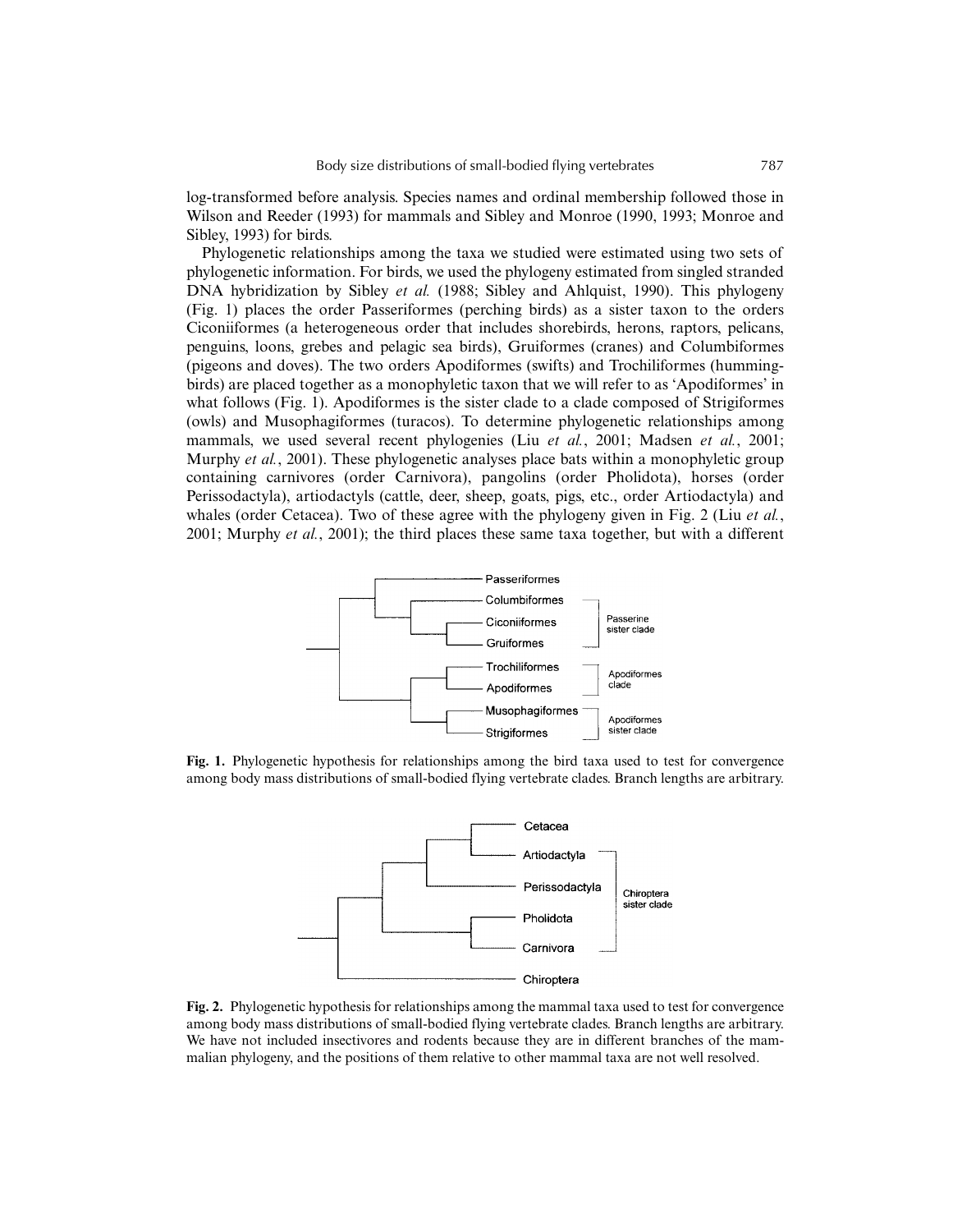log-transformed before analysis. Species names and ordinal membership followed those in Wilson and Reeder (1993) for mammals and Sibley and Monroe (1990, 1993; Monroe and Sibley, 1993) for birds.

Phylogenetic relationships among the taxa we studied were estimated using two sets of phylogenetic information. For birds, we used the phylogeny estimated from singled stranded DNA hybridization by Sibley *et al.* (1988; Sibley and Ahlquist, 1990). This phylogeny (Fig. 1) places the order Passeriformes (perching birds) as a sister taxon to the orders Ciconiiformes (a heterogeneous order that includes shorebirds, herons, raptors, pelicans, penguins, loons, grebes and pelagic sea birds), Gruiformes (cranes) and Columbiformes (pigeons and doves). The two orders Apodiformes (swifts) and Trochiliformes (hummingbirds) are placed together as a monophyletic taxon that we will refer to as 'Apodiformes' in what follows (Fig. 1). Apodiformes is the sister clade to a clade composed of Strigiformes (owls) and Musophagiformes (turacos). To determine phylogenetic relationships among mammals, we used several recent phylogenies (Liu *et al.*, 2001; Madsen *et al.*, 2001; Murphy *et al.*, 2001). These phylogenetic analyses place bats within a monophyletic group containing carnivores (order Carnivora), pangolins (order Pholidota), horses (order Perissodactyla), artiodactyls (cattle, deer, sheep, goats, pigs, etc., order Artiodactyla) and whales (order Cetacea). Two of these agree with the phylogeny given in Fig. 2 (Liu *et al.*, 2001; Murphy *et al.*, 2001); the third places these same taxa together, but with a different

**Fig. 1.** Phylogenetic hypothesis for relationships among the bird taxa used to test for convergence among body mass distributions of small-bodied flying vertebrate clades. Branch lengths are arbitrary.

**Fig. 2.** Phylogenetic hypothesis for relationships among the mammal taxa used to test for convergence among body mass distributions of small-bodied flying vertebrate clades. Branch lengths are arbitrary. We have not included insectivores and rodents because they are in different branches of the mammalian phylogeny, and the positions of them relative to other mammal taxa are not well resolved.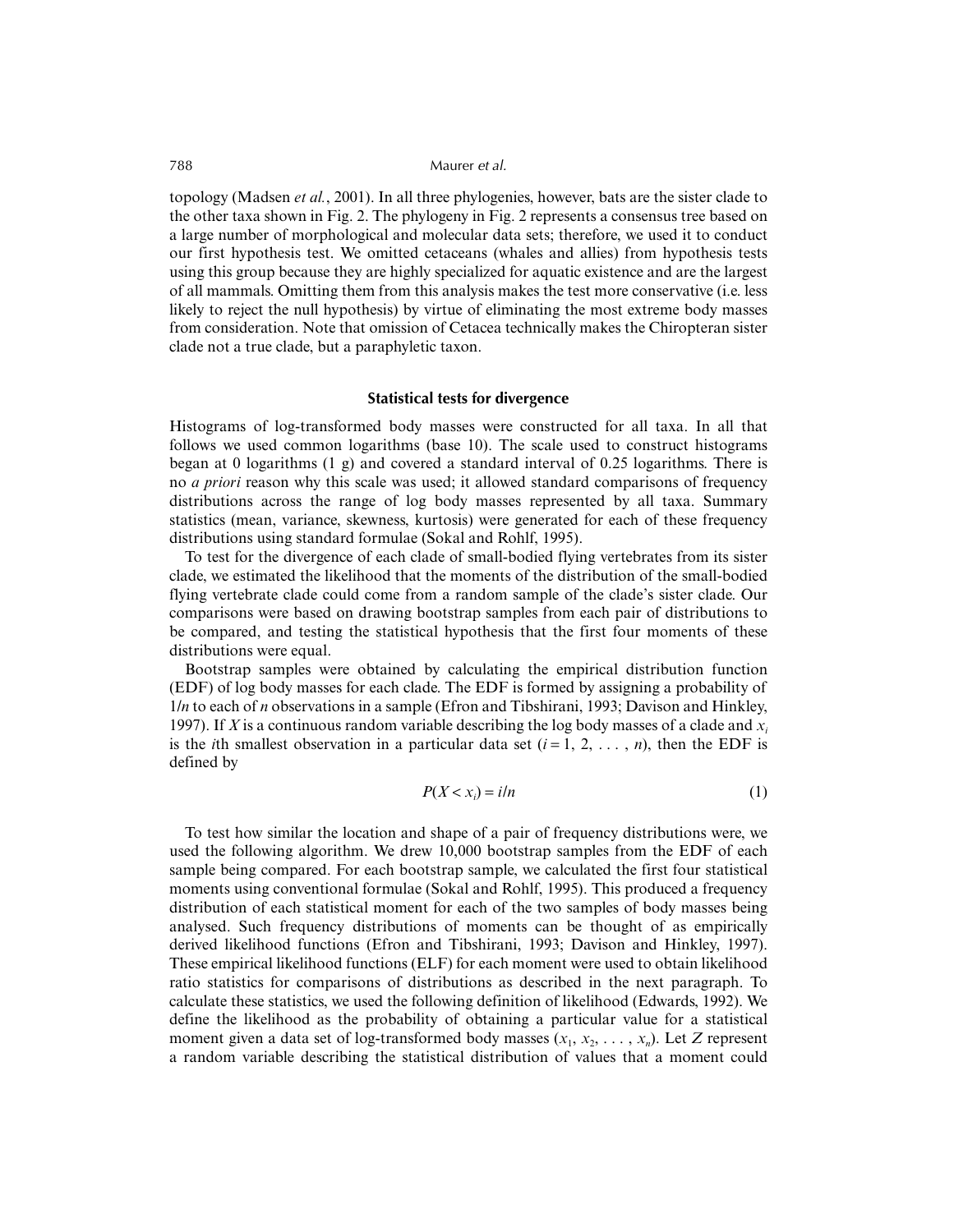topology (Madsen *et al.*, 2001). In all three phylogenies, however, bats are the sister clade to the other taxa shown in Fig. 2. The phylogeny in Fig. 2 represents a consensus tree based on a large number of morphological and molecular data sets; therefore, we used it to conduct our first hypothesis test. We omitted cetaceans (whales and allies) from hypothesis tests using this group because they are highly specialized for aquatic existence and are the largest of all mammals. Omitting them from this analysis makes the test more conservative (i.e. less likely to reject the null hypothesis) by virtue of eliminating the most extreme body masses from consideration. Note that omission of Cetacea technically makes the Chiropteran sister clade not a true clade, but a paraphyletic taxon.

### Statistical tests for divergence

Histograms of log-transformed body masses were constructed for all taxa. In all that follows we used common logarithms (base 10). The scale used to construct histograms began at 0 logarithms (1 g) and covered a standard interval of 0.25 logarithms. There is no *a priori* reason why this scale was used; it allowed standard comparisons of frequency distributions across the range of log body masses represented by all taxa. Summary statistics (mean, variance, skewness, kurtosis) were generated for each of these frequency distributions using standard formulae (Sokal and Rohlf, 1995).

To test for the divergence of each clade of small-bodied flying vertebrates from its sister clade, we estimated the likelihood that the moments of the distribution of the small-bodied flying vertebrate clade could come from a random sample of the clade's sister clade. Our comparisons were based on drawing bootstrap samples from each pair of distributions to be compared, and testing the statistical hypothesis that the first four moments of these distributions were equal.

Bootstrap samples were obtained by calculating the empirical distribution function (EDF) of log body masses for each clade. The EDF is formed by assigning a probability of $1/n$ to each of $n$ observations in a sample (Efron and Tibshirani, 1993; Davison and Hinkley, 1997). If $X$ is a continuous random variable describing the log body masses of a clade and $x_i$ is the $i$th smallest observation in a particular data set ($i = 1, 2, \ldots, n$), then the EDF is defined by

$$P(X < x_i) = i/n \tag{1}$$

To test how similar the location and shape of a pair of frequency distributions were, we used the following algorithm. We drew 10,000 bootstrap samples from the EDF of each sample being compared. For each bootstrap sample, we calculated the first four statistical moments using conventional formulae (Sokal and Rohlf, 1995). This produced a frequency distribution of each statistical moment for each of the two samples of body masses being analysed. Such frequency distributions of moments can be thought of as empirically derived likelihood functions (Efron and Tibshirani, 1993; Davison and Hinkley, 1997). These empirical likelihood functions (ELF) for each moment were used to obtain likelihood ratio statistics for comparisons of distributions as described in the next paragraph. To calculate these statistics, we used the following definition of likelihood (Edwards, 1992). We define the likelihood as the probability of obtaining a particular value for a statistical moment given a data set of log-transformed body masses ($x_1, x_2, \ldots, x_n$). Let $Z$ represent a random variable describing the statistical distribution of values that a moment could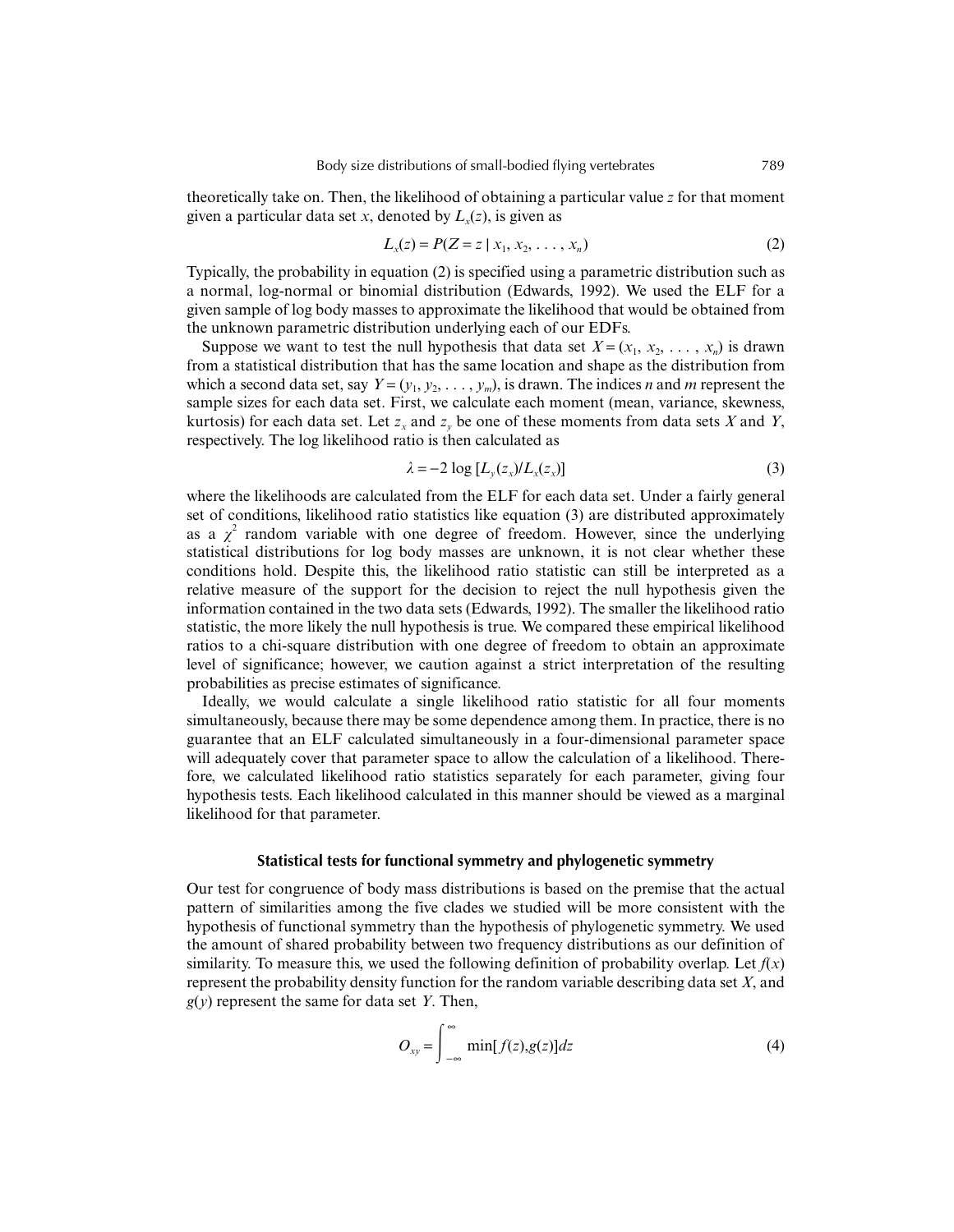theoretically take on. Then, the likelihood of obtaining a particular value $z$ for that moment given a particular data set $x$, denoted by $L_x(z)$, is given as

$$L_x(z) = P(Z = z \mid x_1, x_2, \ldots, x_n) \tag{2}$$

Typically, the probability in equation (2) is specified using a parametric distribution such as a normal, log-normal or binomial distribution (Edwards, 1992). We used the ELF for a given sample of log body masses to approximate the likelihood that would be obtained from the unknown parametric distribution underlying each of our EDFs.

Suppose we want to test the null hypothesis that data set $X = (x_1, x_2, \ldots, x_n)$ is drawn from a statistical distribution that has the same location and shape as the distribution from which a second data set, say $Y = (y_1, y_2, \ldots, y_m)$, is drawn. The indices $n$ and $m$ represent the sample sizes for each data set. First, we calculate each moment (mean, variance, skewness, kurtosis) for each data set. Let $z_x$ and $z_y$ be one of these moments from data sets $X$ and $Y$, respectively. The log likelihood ratio is then calculated as

$$\lambda = -2 \log [L_y(z_x)/L_x(z_x)] \tag{3}$$

where the likelihoods are calculated from the ELF for each data set. Under a fairly general set of conditions, likelihood ratio statistics like equation (3) are distributed approximately as a $\chi^2$ random variable with one degree of freedom. However, since the underlying statistical distributions for log body masses are unknown, it is not clear whether these conditions hold. Despite this, the likelihood ratio statistic can still be interpreted as a relative measure of the support for the decision to reject the null hypothesis given the information contained in the two data sets (Edwards, 1992). The smaller the likelihood ratio statistic, the more likely the null hypothesis is true. We compared these empirical likelihood ratios to a chi-square distribution with one degree of freedom to obtain an approximate level of significance; however, we caution against a strict interpretation of the resulting probabilities as precise estimates of significance.

Ideally, we would calculate a single likelihood ratio statistic for all four moments simultaneously, because there may be some dependence among them. In practice, there is no guarantee that an ELF calculated simultaneously in a four-dimensional parameter space will adequately cover that parameter space to allow the calculation of a likelihood. Therefore, we calculated likelihood ratio statistics separately for each parameter, giving four hypothesis tests. Each likelihood calculated in this manner should be viewed as a marginal likelihood for that parameter.

### Statistical tests for functional symmetry and phylogenetic symmetry

Our test for congruence of body mass distributions is based on the premise that the actual pattern of similarities among the five clades we studied will be more consistent with the hypothesis of functional symmetry than the hypothesis of phylogenetic symmetry. We used the amount of shared probability between two frequency distributions as our definition of similarity. To measure this, we used the following definition of probability overlap. Let $f(x)$ represent the probability density function for the random variable describing data set $X$, and $g(y)$ represent the same for data set $Y$. Then,

$$O_{xy} = \int_{-\infty}^{\infty} \min[f(z), g(z)] dz \tag{4}$$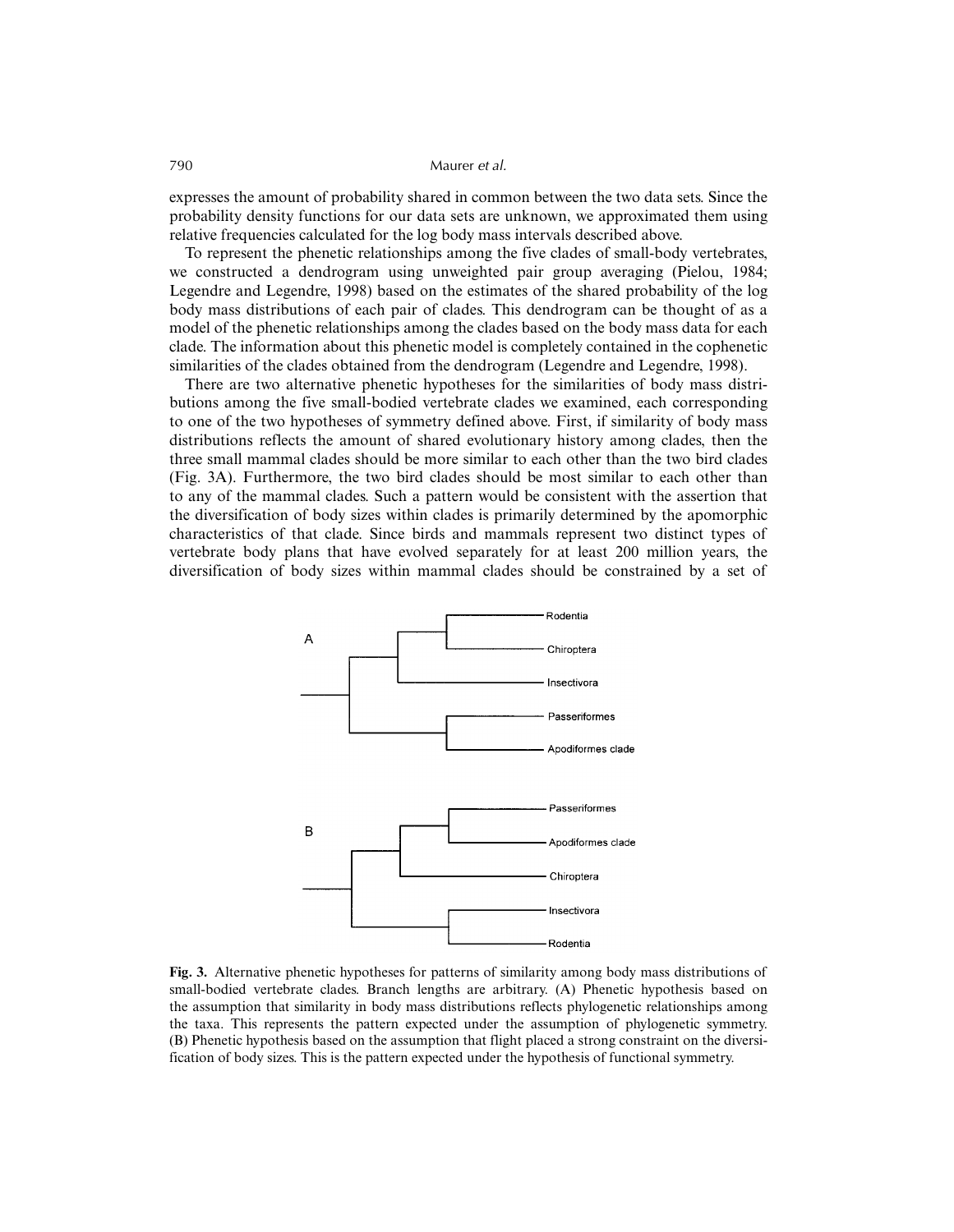expresses the amount of probability shared in common between the two data sets. Since the probability density functions for our data sets are unknown, we approximated them using relative frequencies calculated for the log body mass intervals described above.

To represent the phenetic relationships among the five clades of small-body vertebrates, we constructed a dendrogram using unweighted pair group averaging (Pielou, 1984; Legendre and Legendre, 1998) based on the estimates of the shared probability of the log body mass distributions of each pair of clades. This dendrogram can be thought of as a model of the phenetic relationships among the clades based on the body mass data for each clade. The information about this phenetic model is completely contained in the cophenetic similarities of the clades obtained from the dendrogram (Legendre and Legendre, 1998).

There are two alternative phenetic hypotheses for the similarities of body mass distributions among the five small-bodied vertebrate clades we examined, each corresponding to one of the two hypotheses of symmetry defined above. First, if similarity of body mass distributions reflects the amount of shared evolutionary history among clades, then the three small mammal clades should be more similar to each other than the two bird clades (Fig. 3A). Furthermore, the two bird clades should be most similar to each other than to any of the mammal clades. Such a pattern would be consistent with the assertion that the diversification of body sizes within clades is primarily determined by the apomorphic characteristics of that clade. Since birds and mammals represent two distinct types of vertebrate body plans that have evolved separately for at least 200 million years, the diversification of body sizes within mammal clades should be constrained by a set of

**Fig. 3.** Alternative phenetic hypotheses for patterns of similarity among body mass distributions of small-bodied vertebrate clades. Branch lengths are arbitrary. (A) Phenetic hypothesis based on the assumption that similarity in body mass distributions reflects phylogenetic relationships among the taxa. This represents the pattern expected under the assumption of phylogenetic symmetry. (B) Phenetic hypothesis based on the assumption that flight placed a strong constraint on the diversification of body sizes. This is the pattern expected under the hypothesis of functional symmetry.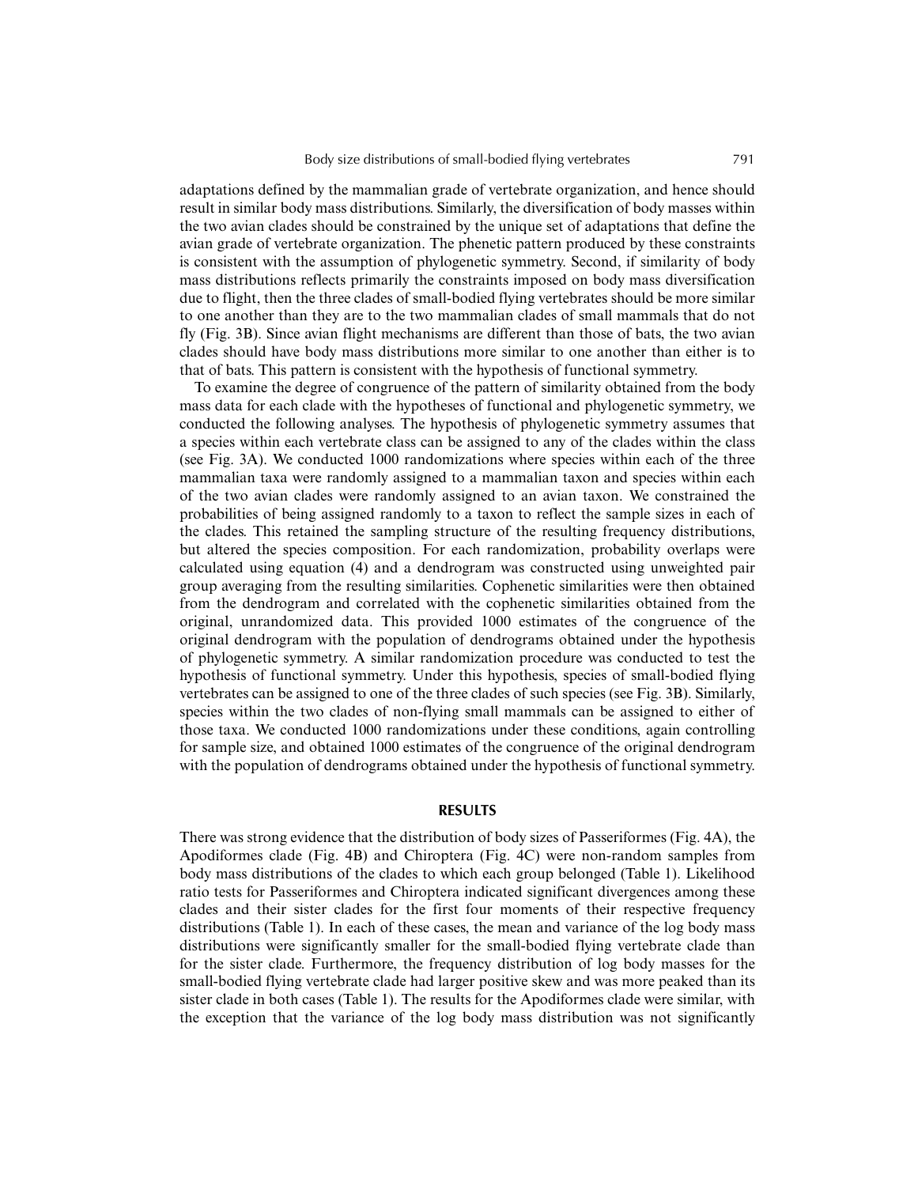adaptations defined by the mammalian grade of vertebrate organization, and hence should result in similar body mass distributions. Similarly, the diversification of body masses within the two avian clades should be constrained by the unique set of adaptations that define the avian grade of vertebrate organization. The phenetic pattern produced by these constraints is consistent with the assumption of phylogenetic symmetry. Second, if similarity of body mass distributions reflects primarily the constraints imposed on body mass diversification due to flight, then the three clades of small-bodied flying vertebrates should be more similar to one another than they are to the two mammalian clades of small mammals that do not fly (Fig. 3B). Since avian flight mechanisms are different than those of bats, the two avian clades should have body mass distributions more similar to one another than either is to that of bats. This pattern is consistent with the hypothesis of functional symmetry.

To examine the degree of congruence of the pattern of similarity obtained from the body mass data for each clade with the hypotheses of functional and phylogenetic symmetry, we conducted the following analyses. The hypothesis of phylogenetic symmetry assumes that a species within each vertebrate class can be assigned to any of the clades within the class (see Fig. 3A). We conducted 1000 randomizations where species within each of the three mammalian taxa were randomly assigned to a mammalian taxon and species within each of the two avian clades were randomly assigned to an avian taxon. We constrained the probabilities of being assigned randomly to a taxon to reflect the sample sizes in each of the clades. This retained the sampling structure of the resulting frequency distributions, but altered the species composition. For each randomization, probability overlaps were calculated using equation (4) and a dendrogram was constructed using unweighted pair group averaging from the resulting similarities. Cophenetic similarities were then obtained from the dendrogram and correlated with the cophenetic similarities obtained from the original, unrandomized data. This provided 1000 estimates of the congruence of the original dendrogram with the population of dendrograms obtained under the hypothesis of phylogenetic symmetry. A similar randomization procedure was conducted to test the hypothesis of functional symmetry. Under this hypothesis, species of small-bodied flying vertebrates can be assigned to one of the three clades of such species (see Fig. 3B). Similarly, species within the two clades of non-flying small mammals can be assigned to either of those taxa. We conducted 1000 randomizations under these conditions, again controlling for sample size, and obtained 1000 estimates of the congruence of the original dendrogram with the population of dendrograms obtained under the hypothesis of functional symmetry.

## RESULTS

There was strong evidence that the distribution of body sizes of Passeriformes (Fig. 4A), the Apodiformes clade (Fig. 4B) and Chiroptera (Fig. 4C) were non-random samples from body mass distributions of the clades to which each group belonged (Table 1). Likelihood ratio tests for Passeriformes and Chiroptera indicated significant divergences among these clades and their sister clades for the first four moments of their respective frequency distributions (Table 1). In each of these cases, the mean and variance of the log body mass distributions were significantly smaller for the small-bodied flying vertebrate clade than for the sister clade. Furthermore, the frequency distribution of log body masses for the small-bodied flying vertebrate clade had larger positive skew and was more peaked than its sister clade in both cases (Table 1). The results for the Apodiformes clade were similar, with the exception that the variance of the log body mass distribution was not significantly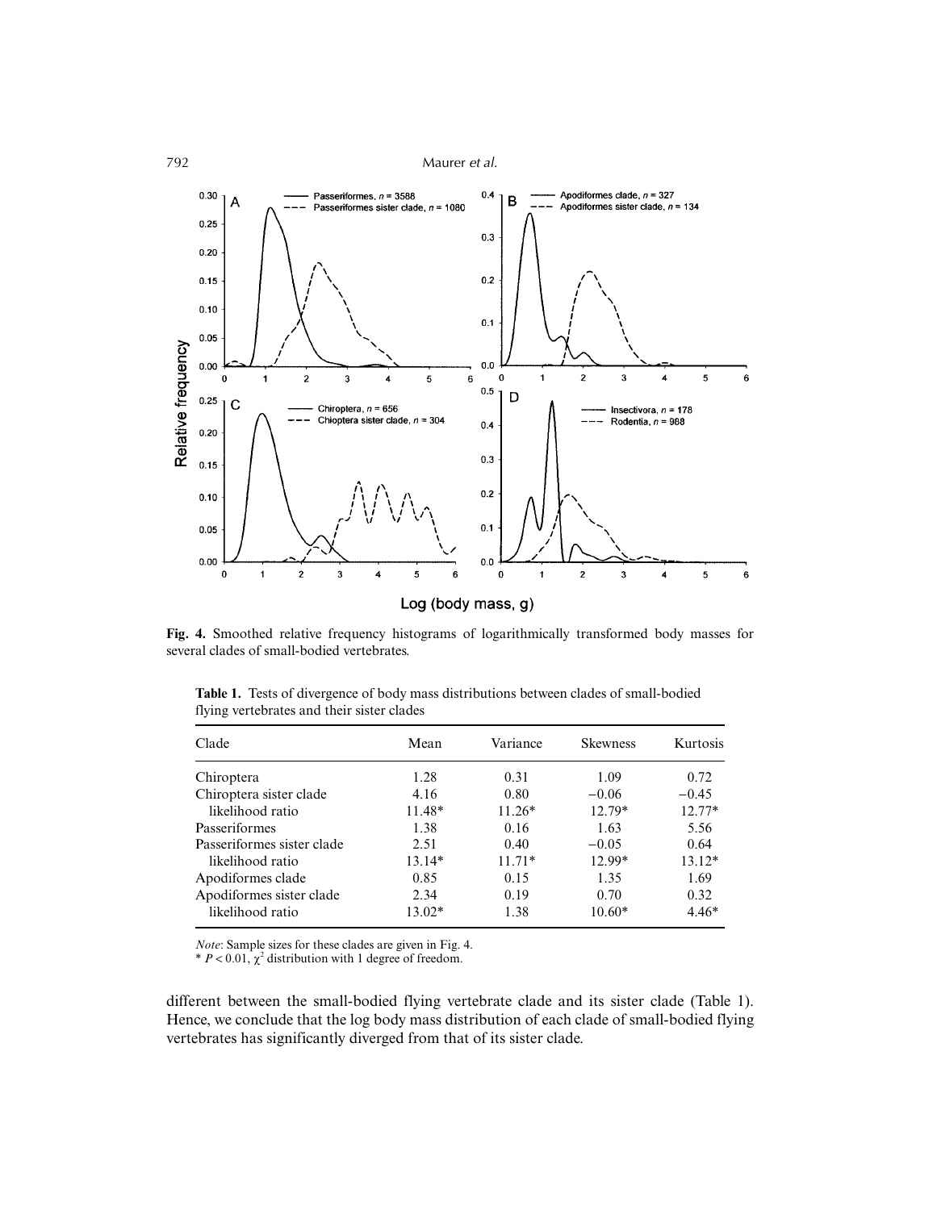**Fig. 4.** Smoothed relative frequency histograms of logarithmically transformed body masses for several clades of small-bodied vertebrates.

**Table 1.** Tests of divergence of body mass distributions between clades of small-bodied flying vertebrates and their sister clades

| Clade | Mean | Variance | Skewness | Kurtosis |
|---|---|---|---|---|
| Chiroptera | 1.28 | 0.31 | 1.09 | 0.72 |
| Chiroptera sister clade | 4.16 | 0.80 | −0.06 | −0.45 |
| likelihood ratio | 11.48* | 11.26* | 12.79* | 12.77* |
| Passeriformes | 1.38 | 0.16 | 1.63 | 5.56 |
| Passeriformes sister clade | 2.51 | 0.40 | −0.05 | 0.64 |
| likelihood ratio | 13.14* | 11.71* | 12.99* | 13.12* |
| Apodiformes clade | 0.85 | 0.15 | 1.35 | 1.69 |
| Apodiformes sister clade | 2.34 | 0.19 | 0.70 | 0.32 |
| likelihood ratio | 13.02* | 1.38 | 10.60* | 4.46* |

*Note*: Sample sizes for these clades are given in Fig. 4.

\* $P < 0.01$, $\chi^2$ distribution with 1 degree of freedom.

different between the small-bodied flying vertebrate clade and its sister clade (Table 1). Hence, we conclude that the log body mass distribution of each clade of small-bodied flying vertebrates has significantly diverged from that of its sister clade.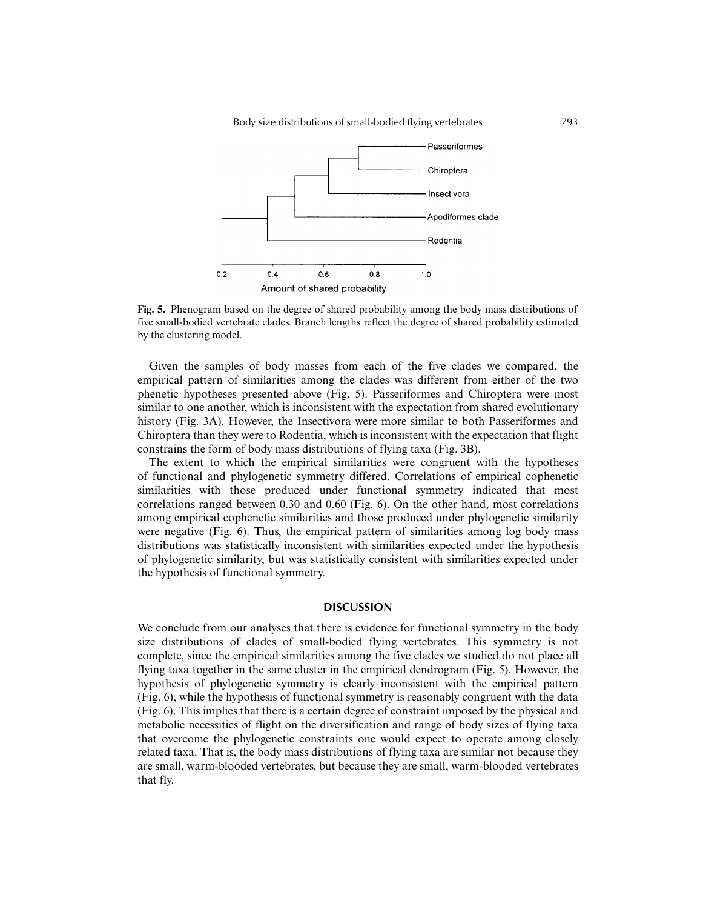**Fig. 5.** Phenogram based on the degree of shared probability among the body mass distributions of five small-bodied vertebrate clades. Branch lengths reflect the degree of shared probability estimated by the clustering model.

Given the samples of body masses from each of the five clades we compared, the empirical pattern of similarities among the clades was different from either of the two phenetic hypotheses presented above (Fig. 5). Passeriformes and Chiroptera were most similar to one another, which is inconsistent with the expectation from shared evolutionary history (Fig. 3A). However, the Insectivora were more similar to both Passeriformes and Chiroptera than they were to Rodentia, which is inconsistent with the expectation that flight constrains the form of body mass distributions of flying taxa (Fig. 3B).

The extent to which the empirical similarities were congruent with the hypotheses of functional and phylogenetic symmetry differed. Correlations of empirical cophenetic similarities with those produced under functional symmetry indicated that most correlations ranged between 0.30 and 0.60 (Fig. 6). On the other hand, most correlations among empirical cophenetic similarities and those produced under phylogenetic similarity were negative (Fig. 6). Thus, the empirical pattern of similarities among log body mass distributions was statistically inconsistent with similarities expected under the hypothesis of phylogenetic similarity, but was statistically consistent with similarities expected under the hypothesis of functional symmetry.

## DISCUSSION

We conclude from our analyses that there is evidence for functional symmetry in the body size distributions of clades of small-bodied flying vertebrates. This symmetry is not complete, since the empirical similarities among the five clades we studied do not place all flying taxa together in the same cluster in the empirical dendrogram (Fig. 5). However, the hypothesis of phylogenetic symmetry is clearly inconsistent with the empirical pattern (Fig. 6), while the hypothesis of functional symmetry is reasonably congruent with the data (Fig. 6). This implies that there is a certain degree of constraint imposed by the physical and metabolic necessities of flight on the diversification and range of body sizes of flying taxa that overcome the phylogenetic constraints one would expect to operate among closely related taxa. That is, the body mass distributions of flying taxa are similar not because they are small, warm-blooded vertebrates, but because they are small, warm-blooded vertebrates that fly.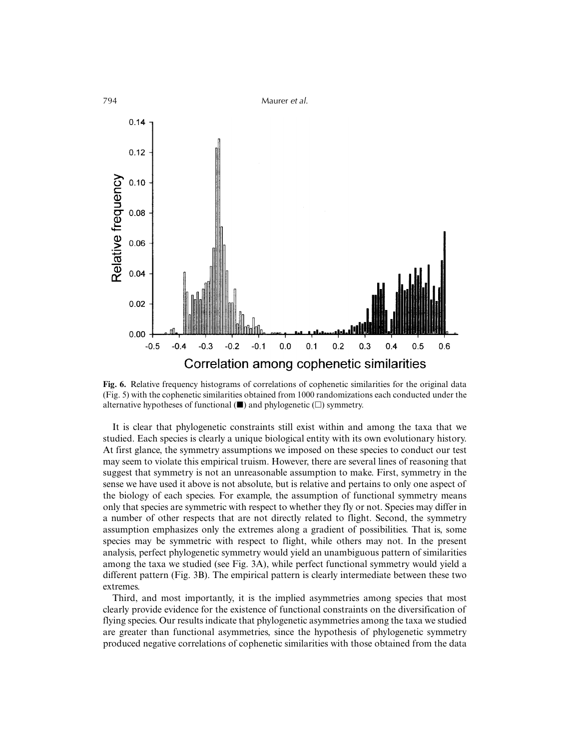**Fig. 6.** Relative frequency histograms of correlations of cophenetic similarities for the original data (Fig. 5) with the cophenetic similarities obtained from 1000 randomizations each conducted under the alternative hypotheses of functional (■) and phylogenetic (□) symmetry.

It is clear that phylogenetic constraints still exist within and among the taxa that we studied. Each species is clearly a unique biological entity with its own evolutionary history. At first glance, the symmetry assumptions we imposed on these species to conduct our test may seem to violate this empirical truism. However, there are several lines of reasoning that suggest that symmetry is not an unreasonable assumption to make. First, symmetry in the sense we have used it above is not absolute, but is relative and pertains to only one aspect of the biology of each species. For example, the assumption of functional symmetry means only that species are symmetric with respect to whether they fly or not. Species may differ in a number of other respects that are not directly related to flight. Second, the symmetry assumption emphasizes only the extremes along a gradient of possibilities. That is, some species may be symmetric with respect to flight, while others may not. In the present analysis, perfect phylogenetic symmetry would yield an unambiguous pattern of similarities among the taxa we studied (see Fig. 3A), while perfect functional symmetry would yield a different pattern (Fig. 3B). The empirical pattern is clearly intermediate between these two extremes.

Third, and most importantly, it is the implied asymmetries among species that most clearly provide evidence for the existence of functional constraints on the diversification of flying species. Our results indicate that phylogenetic asymmetries among the taxa we studied are greater than functional asymmetries, since the hypothesis of phylogenetic symmetry produced negative correlations of cophenetic similarities with those obtained from the data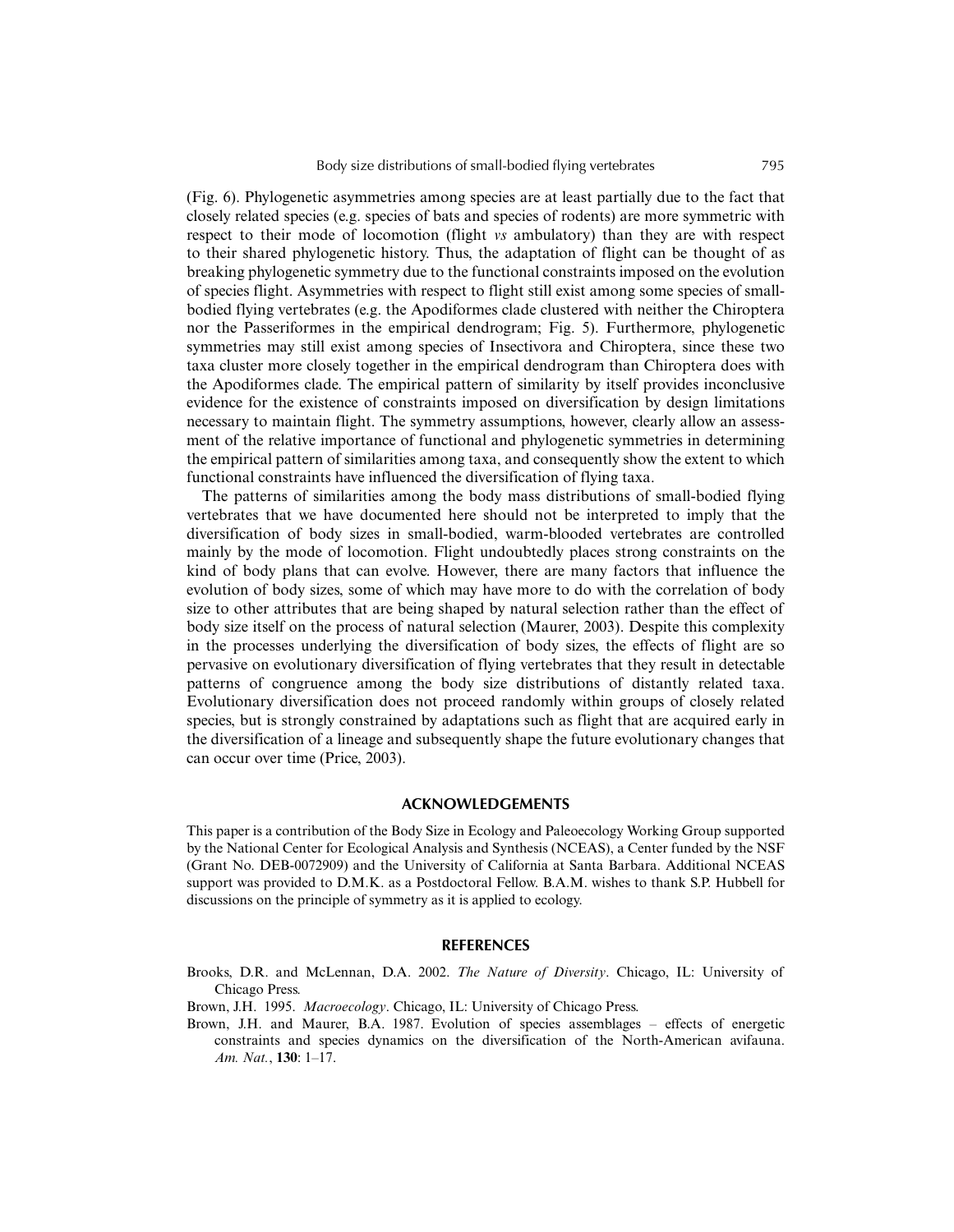(Fig. 6). Phylogenetic asymmetries among species are at least partially due to the fact that closely related species (e.g. species of bats and species of rodents) are more symmetric with respect to their mode of locomotion (flight *vs* ambulatory) than they are with respect to their shared phylogenetic history. Thus, the adaptation of flight can be thought of as breaking phylogenetic symmetry due to the functional constraints imposed on the evolution of species flight. Asymmetries with respect to flight still exist among some species of small-bodied flying vertebrates (e.g. the Apodiformes clade clustered with neither the Chiroptera nor the Passeriformes in the empirical dendrogram; Fig. 5). Furthermore, phylogenetic symmetries may still exist among species of Insectivora and Chiroptera, since these two taxa cluster more closely together in the empirical dendrogram than Chiroptera does with the Apodiformes clade. The empirical pattern of similarity by itself provides inconclusive evidence for the existence of constraints imposed on diversification by design limitations necessary to maintain flight. The symmetry assumptions, however, clearly allow an assessment of the relative importance of functional and phylogenetic symmetries in determining the empirical pattern of similarities among taxa, and consequently show the extent to which functional constraints have influenced the diversification of flying taxa.

The patterns of similarities among the body mass distributions of small-bodied flying vertebrates that we have documented here should not be interpreted to imply that the diversification of body sizes in small-bodied, warm-blooded vertebrates are controlled mainly by the mode of locomotion. Flight undoubtedly places strong constraints on the kind of body plans that can evolve. However, there are many factors that influence the evolution of body sizes, some of which may have more to do with the correlation of body size to other attributes that are being shaped by natural selection rather than the effect of body size itself on the process of natural selection (Maurer, 2003). Despite this complexity in the processes underlying the diversification of body sizes, the effects of flight are so pervasive on evolutionary diversification of flying vertebrates that they result in detectable patterns of congruence among the body size distributions of distantly related taxa. Evolutionary diversification does not proceed randomly within groups of closely related species, but is strongly constrained by adaptations such as flight that are acquired early in the diversification of a lineage and subsequently shape the future evolutionary changes that can occur over time (Price, 2003).

## ACKNOWLEDGEMENTS

This paper is a contribution of the Body Size in Ecology and Paleoecology Working Group supported by the National Center for Ecological Analysis and Synthesis (NCEAS), a Center funded by the NSF (Grant No. DEB-0072909) and the University of California at Santa Barbara. Additional NCEAS support was provided to D.M.K. as a Postdoctoral Fellow. B.A.M. wishes to thank S.P. Hubbell for discussions on the principle of symmetry as it is applied to ecology.

## REFERENCES

Brooks, D.R. and McLennan, D.A. 2002. *The Nature of Diversity*. Chicago, IL: University of Chicago Press.

Brown, J.H. 1995. *Macroecology*. Chicago, IL: University of Chicago Press.

Brown, J.H. and Maurer, B.A. 1987. Evolution of species assemblages – effects of energetic constraints and species dynamics on the diversification of the North-American avifauna. *Am. Nat.*, **130**: 1–17.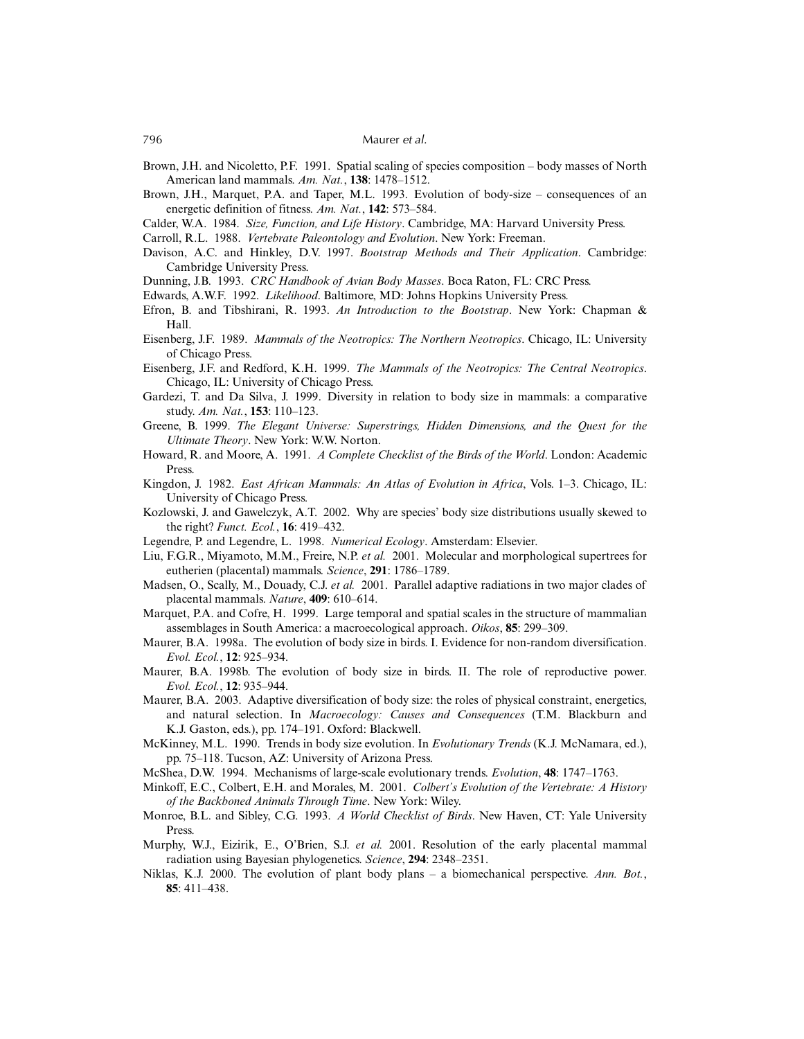Brown, J.H. and Nicoletto, P.F. 1991. Spatial scaling of species composition – body masses of North American land mammals. *Am. Nat.*, **138**: 1478–1512.

Brown, J.H., Marquet, P.A. and Taper, M.L. 1993. Evolution of body-size – consequences of an energetic definition of fitness. *Am. Nat.*, **142**: 573–584.

Calder, W.A. 1984. *Size, Function, and Life History*. Cambridge, MA: Harvard University Press.

Carroll, R.L. 1988. *Vertebrate Paleontology and Evolution*. New York: Freeman.

Davison, A.C. and Hinkley, D.V. 1997. *Bootstrap Methods and Their Application*. Cambridge: Cambridge University Press.

Dunning, J.B. 1993. *CRC Handbook of Avian Body Masses*. Boca Raton, FL: CRC Press.

Edwards, A.W.F. 1992. *Likelihood*. Baltimore, MD: Johns Hopkins University Press.

Efron, B. and Tibshirani, R. 1993. *An Introduction to the Bootstrap*. New York: Chapman & Hall.

Eisenberg, J.F. 1989. *Mammals of the Neotropics: The Northern Neotropics*. Chicago, IL: University of Chicago Press.

Eisenberg, J.F. and Redford, K.H. 1999. *The Mammals of the Neotropics: The Central Neotropics*. Chicago, IL: University of Chicago Press.

Gardezi, T. and Da Silva, J. 1999. Diversity in relation to body size in mammals: a comparative study. *Am. Nat.*, **153**: 110–123.

Greene, B. 1999. *The Elegant Universe: Superstrings, Hidden Dimensions, and the Quest for the Ultimate Theory*. New York: W.W. Norton.

Howard, R. and Moore, A. 1991. *A Complete Checklist of the Birds of the World*. London: Academic Press.

Kingdon, J. 1982. *East African Mammals: An Atlas of Evolution in Africa*, Vols. 1–3. Chicago, IL: University of Chicago Press.

Kozlowski, J. and Gawelczyk, A.T. 2002. Why are species' body size distributions usually skewed to the right? *Funct. Ecol.*, **16**: 419–432.

Legendre, P. and Legendre, L. 1998. *Numerical Ecology*. Amsterdam: Elsevier.

Liu, F.G.R., Miyamoto, M.M., Freire, N.P. *et al.* 2001. Molecular and morphological supertrees for eutherien (placental) mammals. *Science*, **291**: 1786–1789.

Madsen, O., Scally, M., Douady, C.J. *et al.* 2001. Parallel adaptive radiations in two major clades of placental mammals. *Nature*, **409**: 610–614.

Marquet, P.A. and Cofre, H. 1999. Large temporal and spatial scales in the structure of mammalian assemblages in South America: a macroecological approach. *Oikos*, **85**: 299–309.

Maurer, B.A. 1998a. The evolution of body size in birds. I. Evidence for non-random diversification. *Evol. Ecol.*, **12**: 925–934.

Maurer, B.A. 1998b. The evolution of body size in birds. II. The role of reproductive power. *Evol. Ecol.*, **12**: 935–944.

Maurer, B.A. 2003. Adaptive diversification of body size: the roles of physical constraint, energetics, and natural selection. In *Macroecology: Causes and Consequences* (T.M. Blackburn and K.J. Gaston, eds.), pp. 174–191. Oxford: Blackwell.

McKinney, M.L. 1990. Trends in body size evolution. In *Evolutionary Trends* (K.J. McNamara, ed.), pp. 75–118. Tucson, AZ: University of Arizona Press.

McShea, D.W. 1994. Mechanisms of large-scale evolutionary trends. *Evolution*, **48**: 1747–1763.

Minkoff, E.C., Colbert, E.H. and Morales, M. 2001. *Colbert's Evolution of the Vertebrate: A History of the Backboned Animals Through Time*. New York: Wiley.

Monroe, B.L. and Sibley, C.G. 1993. *A World Checklist of Birds*. New Haven, CT: Yale University Press.

Murphy, W.J., Eizirik, E., O'Brien, S.J. *et al.* 2001. Resolution of the early placental mammal radiation using Bayesian phylogenetics. *Science*, **294**: 2348–2351.

Niklas, K.J. 2000. The evolution of plant body plans – a biomechanical perspective. *Ann. Bot.*, **85**: 411–438.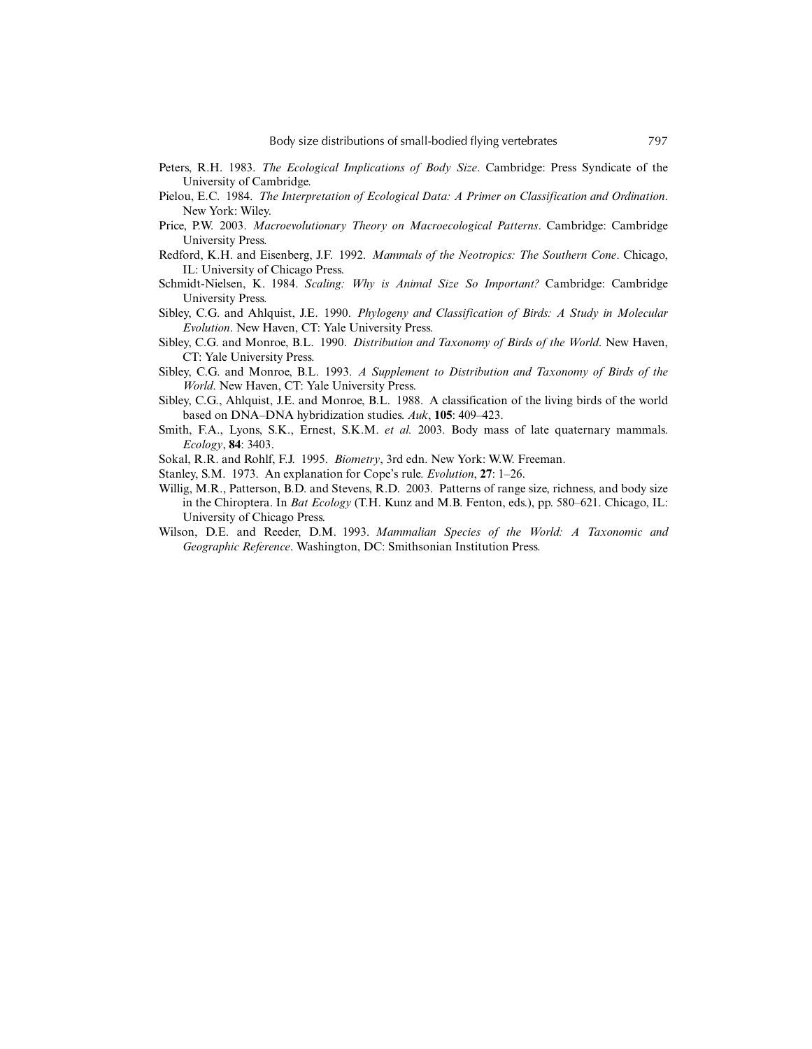Peters, R.H. 1983. *The Ecological Implications of Body Size*. Cambridge: Press Syndicate of the University of Cambridge.

Pielou, E.C. 1984. *The Interpretation of Ecological Data: A Primer on Classification and Ordination*. New York: Wiley.

Price, P.W. 2003. *Macroevolutionary Theory on Macroecological Patterns*. Cambridge: Cambridge University Press.

Redford, K.H. and Eisenberg, J.F. 1992. *Mammals of the Neotropics: The Southern Cone*. Chicago, IL: University of Chicago Press.

Schmidt-Nielsen, K. 1984. *Scaling: Why is Animal Size So Important?* Cambridge: Cambridge University Press.

Sibley, C.G. and Ahlquist, J.E. 1990. *Phylogeny and Classification of Birds: A Study in Molecular Evolution*. New Haven, CT: Yale University Press.

Sibley, C.G. and Monroe, B.L. 1990. *Distribution and Taxonomy of Birds of the World*. New Haven, CT: Yale University Press.

Sibley, C.G. and Monroe, B.L. 1993. *A Supplement to Distribution and Taxonomy of Birds of the World*. New Haven, CT: Yale University Press.

Sibley, C.G., Ahlquist, J.E. and Monroe, B.L. 1988. A classification of the living birds of the world based on DNA–DNA hybridization studies. *Auk*, **105**: 409–423.

Smith, F.A., Lyons, S.K., Ernest, S.K.M. *et al.* 2003. Body mass of late quaternary mammals. *Ecology*, **84**: 3403.

Sokal, R.R. and Rohlf, F.J. 1995. *Biometry*, 3rd edn. New York: W.W. Freeman.

Stanley, S.M. 1973. An explanation for Cope's rule. *Evolution*, **27**: 1–26.

Willig, M.R., Patterson, B.D. and Stevens, R.D. 2003. Patterns of range size, richness, and body size in the Chiroptera. In *Bat Ecology* (T.H. Kunz and M.B. Fenton, eds.), pp. 580–621. Chicago, IL: University of Chicago Press.

Wilson, D.E. and Reeder, D.M. 1993. *Mammalian Species of the World: A Taxonomic and Geographic Reference*. Washington, DC: Smithsonian Institution Press.